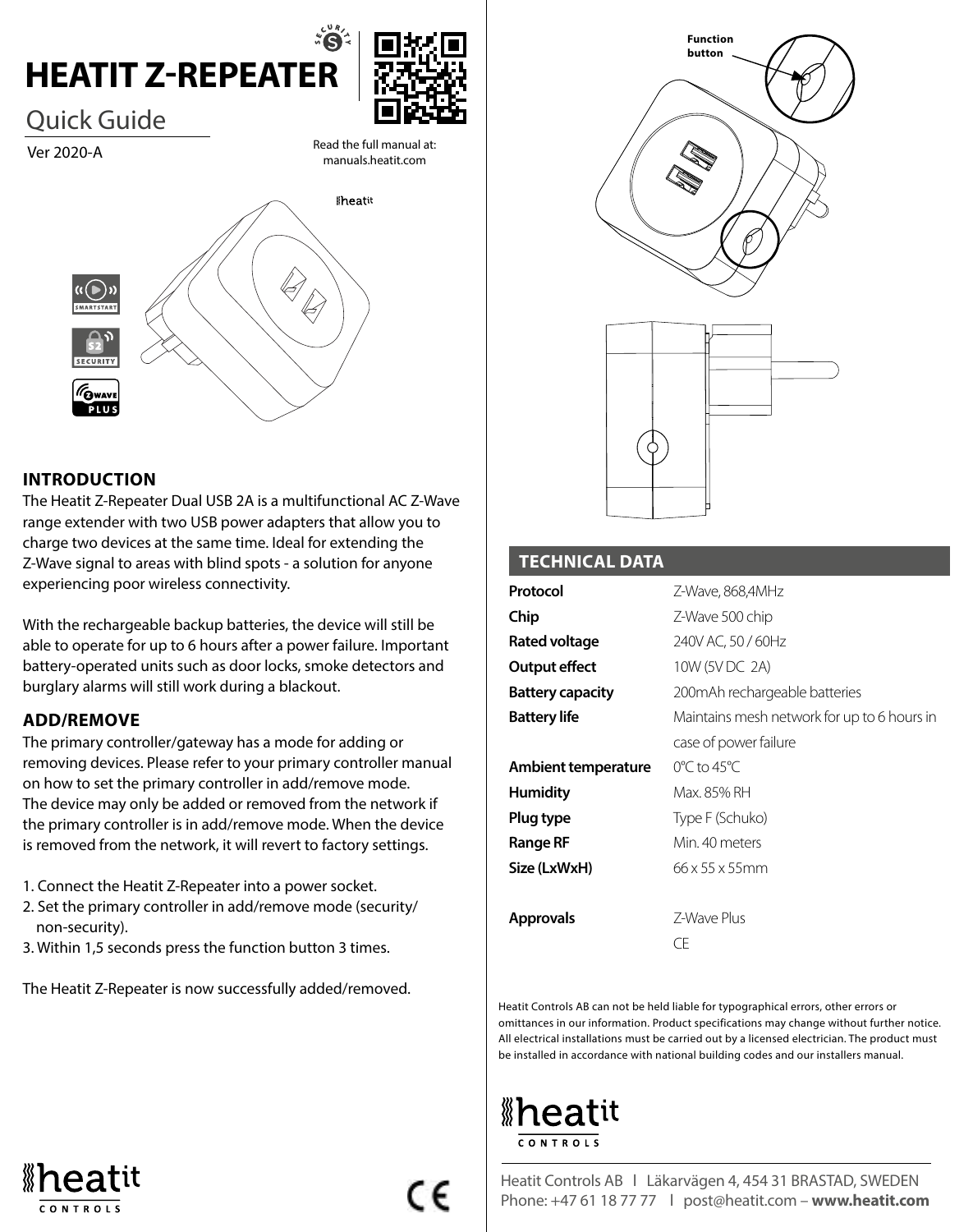# HEATIT Z-REPEATER

## Quick Guide

Ver 2020-A

Read the full manual at:
manuals.heatit.com

Function button

## INTRODUCTION

The Heatit Z-Repeater Dual USB 2A is a multifunctional AC Z-Wave range extender with two USB power adapters that allow you to charge two devices at the same time. Ideal for extending the Z-Wave signal to areas with blind spots - a solution for anyone experiencing poor wireless connectivity.

With the rechargeable backup batteries, the device will still be able to operate for up to 6 hours after a power failure. Important battery-operated units such as door locks, smoke detectors and burglary alarms will still work during a blackout.

## ADD/REMOVE

The primary controller/gateway has a mode for adding or removing devices. Please refer to your primary controller manual on how to set the primary controller in add/remove mode. The device may only be added or removed from the network if the primary controller is in add/remove mode. When the device is removed from the network, it will revert to factory settings.

1. Connect the Heatit Z-Repeater into a power socket.
2. Set the primary controller in add/remove mode (security/ non-security).
3. Within 1,5 seconds press the function button 3 times.

The Heatit Z-Repeater is now successfully added/removed.

## TECHNICAL DATA

| | |
|---|---|
| **Protocol** | Z-Wave, 868,4MHz |
| **Chip** | Z-Wave 500 chip |
| **Rated voltage** | 240V AC, 50 / 60Hz |
| **Output effect** | 10W (5V DC 2A) |
| **Battery capacity** | 200mAh rechargeable batteries |
| **Battery life** | Maintains mesh network for up to 6 hours in case of power failure |
| **Ambient temperature** | 0°C to 45°C |
| **Humidity** | Max. 85% RH |
| **Plug type** | Type F (Schuko) |
| **Range RF** | Min. 40 meters |
| **Size (LxWxH)** | 66 x 55 x 55mm |
| **Approvals** | Z-Wave Plus<br>CE |

Heatit Controls AB can not be held liable for typographical errors, other errors or omittances in our information. Product specifications may change without further notice. All electrical installations must be carried out by a licensed electrician. The product must be installed in accordance with national building codes and our installers manual.

Heatit Controls AB I Läkarvägen 4, 454 31 BRASTAD, SWEDEN
Phone: +47 61 18 77 77 I post@heatit.com – **www.heatit.com**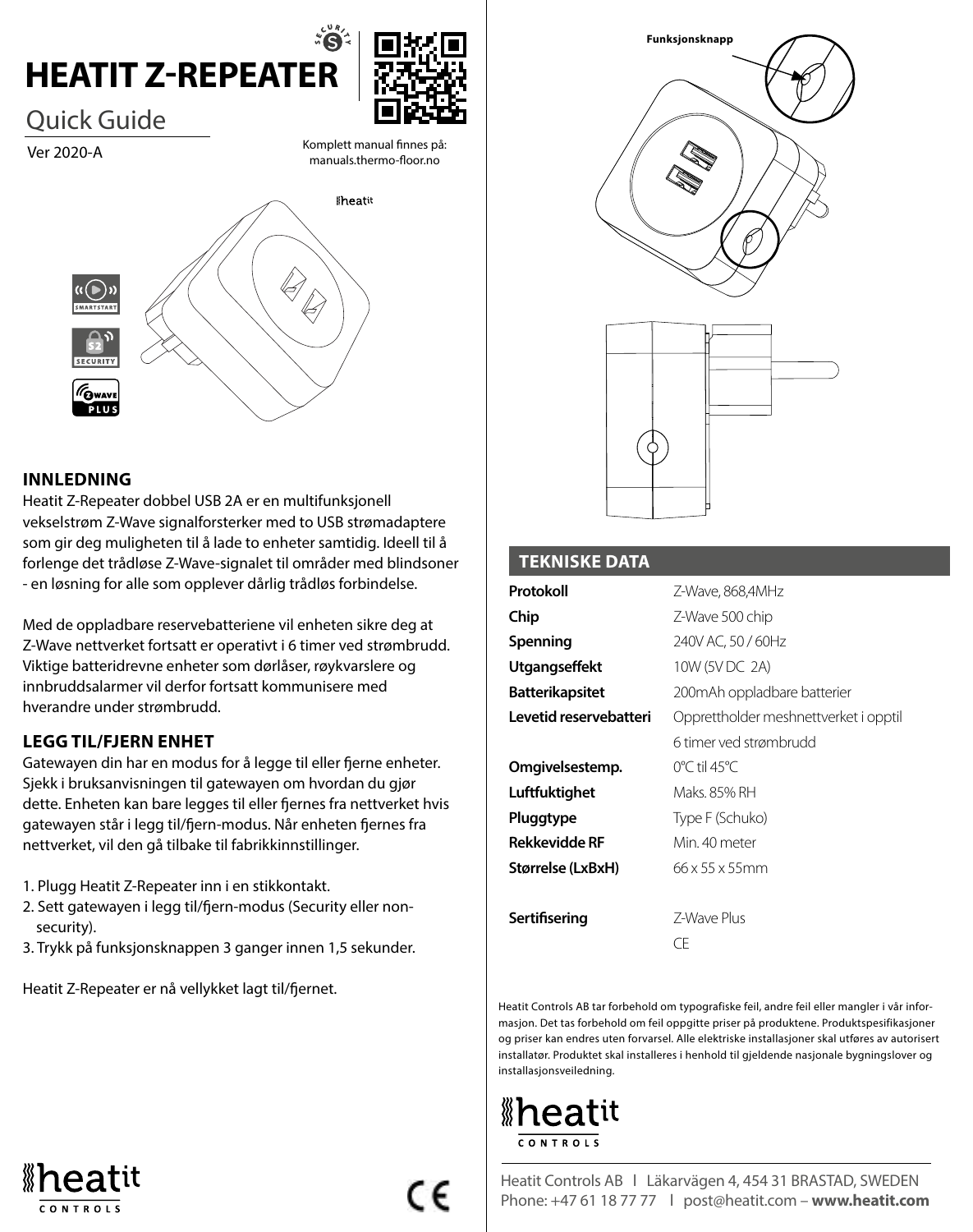# HEATIT Z-REPEATER

## Quick Guide

Ver 2020-A

Komplett manual finnes på: manuals.thermo-floor.no

## INNLEDNING

Heatit Z-Repeater dobbel USB 2A er en multifunksjonell vekselstrøm Z-Wave signalforsterker med to USB strømadaptere som gir deg muligheten til å lade to enheter samtidig. Ideell til å forlenge det trådløse Z-Wave-signalet til områder med blindsoner - en løsning for alle som opplever dårlig trådløs forbindelse.

Med de oppladbare reservebatteriene vil enheten sikre deg at Z-Wave nettverket fortsatt er operativt i 6 timer ved strømbrudd. Viktige batteridrevne enheter som dørlåser, røykvarslere og innbruddsalarmer vil derfor fortsatt kommunisere med hverandre under strømbrudd.

## LEGG TIL/FJERN ENHET

Gatewayen din har en modus for å legge til eller fjerne enheter. Sjekk i bruksanvisningen til gatewayen om hvordan du gjør dette. Enheten kan bare legges til eller fjernes fra nettverket hvis gatewayen står i legg til/fjern-modus. Når enheten fjernes fra nettverket, vil den gå tilbake til fabrikkinnstillinger.

1. Plugg Heatit Z-Repeater inn i en stikkontakt.
2. Sett gatewayen i legg til/fjern-modus (Security eller non-security).
3. Trykk på funksjonsknappen 3 ganger innen 1,5 sekunder.

Heatit Z-Repeater er nå vellykket lagt til/fjernet.

Funksjonsknapp

## TEKNISKE DATA

| | |
|---|---|
| **Protokoll** | Z-Wave, 868,4MHz |
| **Chip** | Z-Wave 500 chip |
| **Spenning** | 240V AC, 50 / 60Hz |
| **Utgangseffekt** | 10W (5V DC 2A) |
| **Batterikapsitet** | 200mAh oppladbare batterier |
| **Levetid reservebatteri** | Opprettholder meshnettverket i opptil 6 timer ved strømbrudd |
| **Omgivelsestemp.** | 0°C til 45°C |
| **Luftfuktighet** | Maks. 85% RH |
| **Pluggtype** | Type F (Schuko) |
| **Rekkevidde RF** | Min. 40 meter |
| **Størrelse (LxBxH)** | 66 x 55 x 55mm |
| **Sertifisering** | Z-Wave Plus<br>CE |

Heatit Controls AB tar forbehold om typografiske feil, andre feil eller mangler i vår informasjon. Det tas forbehold om feil oppgitte priser på produktene. Produktspesifikasjoner og priser kan endres uten forvarsel. Alle elektriske installasjoner skal utføres av autorisert installatør. Produktet skal installeres i henhold til gjeldende nasjonale bygningslover og installasjonsveiledning.

Heatit Controls AB I Läkarvägen 4, 454 31 BRASTAD, SWEDEN
Phone: +47 61 18 77 77 I post@heatit.com – **www.heatit.com**